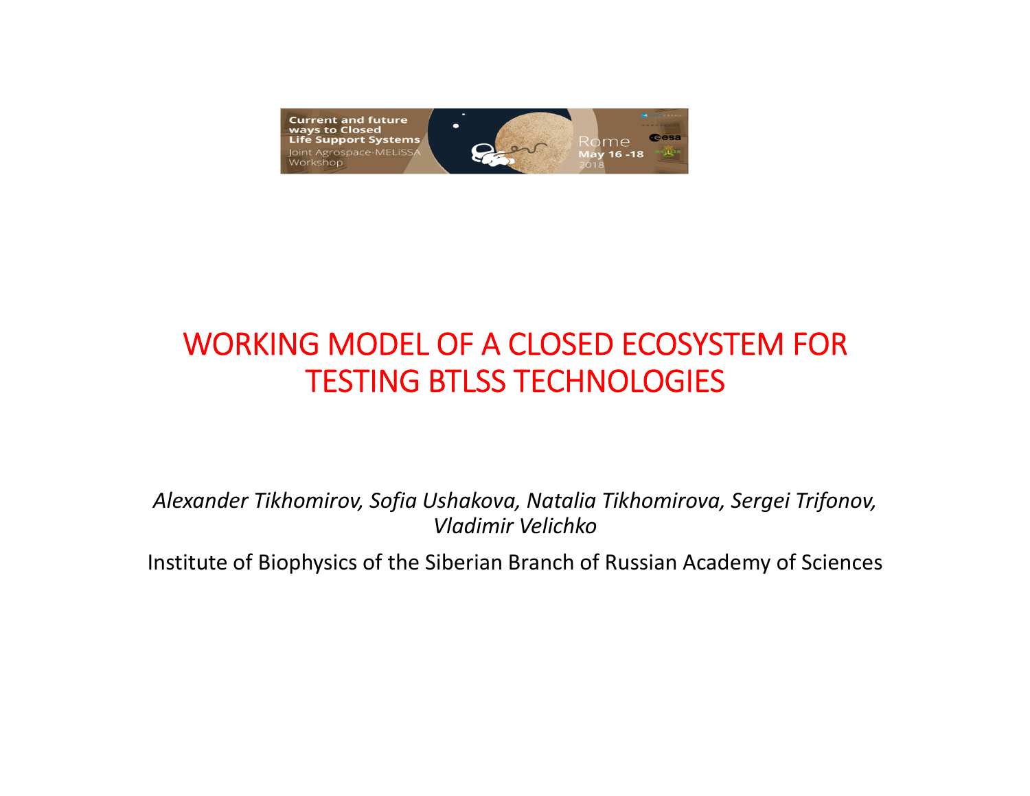Current and future ways to Closed Life Support Systems
Joint Agrospace-MELiSSA Workshop
Rome May 16 -18 2018

# WORKING MODEL OF A CLOSED ECOSYSTEM FOR TESTING BTLSS TECHNOLOGIES

*Alexander Tikhomirov, Sofia Ushakova, Natalia Tikhomirova, Sergei Trifonov, Vladimir Velichko*

Institute of Biophysics of the Siberian Branch of Russian Academy of Sciences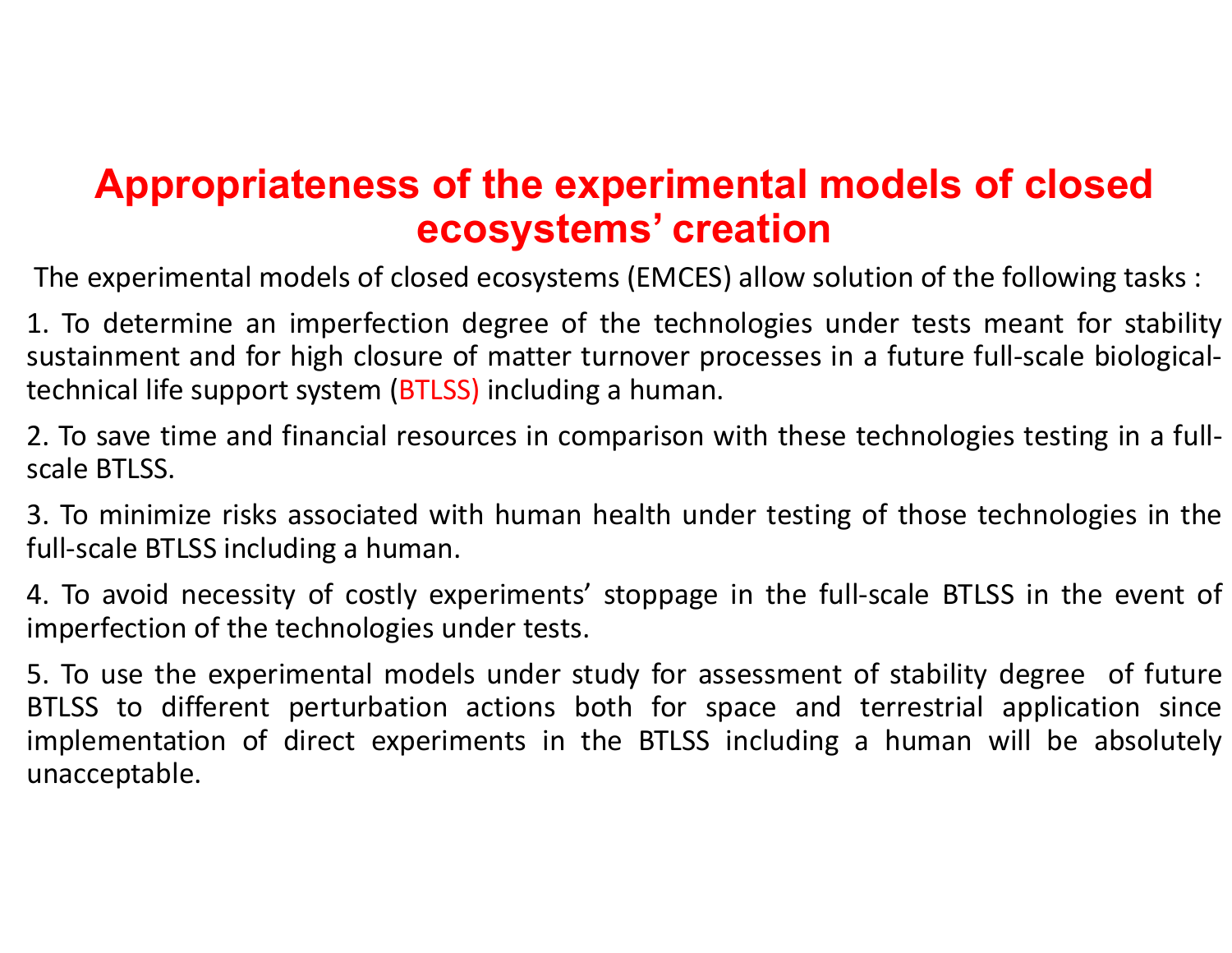# Appropriateness of the experimental models of closed ecosystems' creation

The experimental models of closed ecosystems (EMCES) allow solution of the following tasks :

1. To determine an imperfection degree of the technologies under tests meant for stability sustainment and for high closure of matter turnover processes in a future full-scale biological-technical life support system (BTLSS) including a human.

2. To save time and financial resources in comparison with these technologies testing in a full-scale BTLSS.

3. To minimize risks associated with human health under testing of those technologies in the full-scale BTLSS including a human.

4. To avoid necessity of costly experiments' stoppage in the full-scale BTLSS in the event of imperfection of the technologies under tests.

5. To use the experimental models under study for assessment of stability degree of future BTLSS to different perturbation actions both for space and terrestrial application since implementation of direct experiments in the BTLSS including a human will be absolutely unacceptable.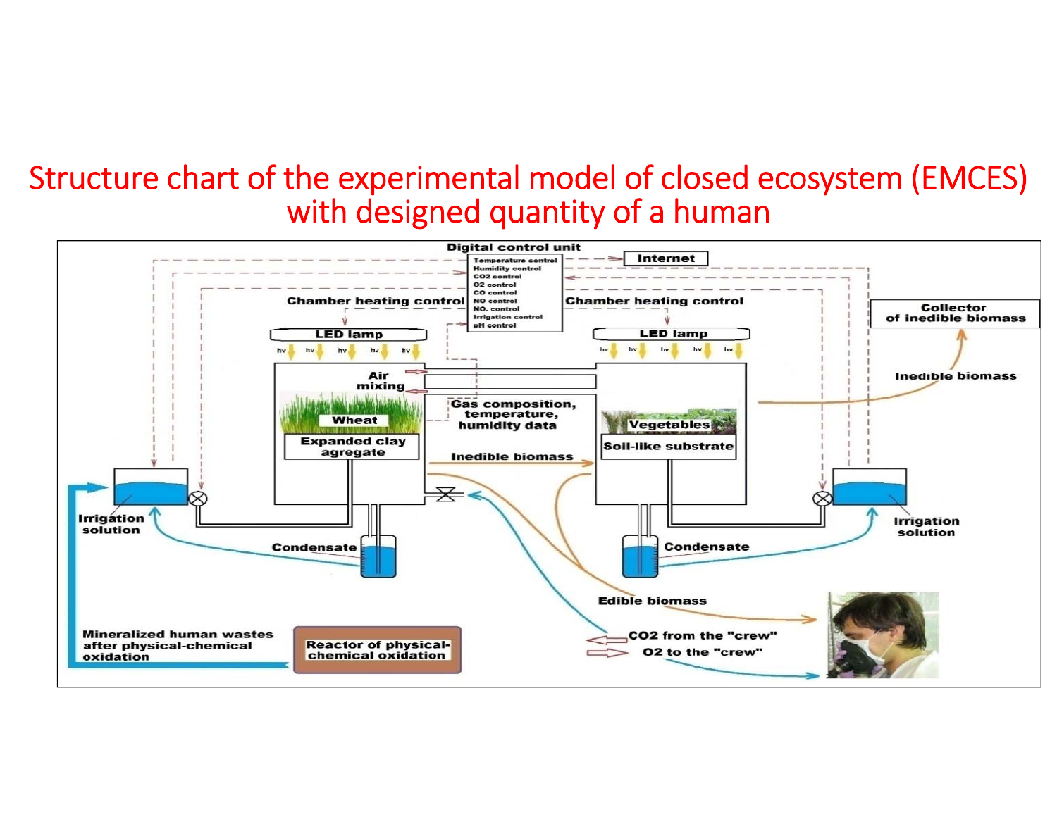# Structure chart of the experimental model of closed ecosystem (EMCES) with designed quantity of a human

Digital control unit

- Temperature control
- Humidity control
- CO2 control
- O2 control
- CO control
- NO control
- NO. control
- Irrigation control
- pH control

Internet

Chamber heating control

Chamber heating control

Collector of inedible biomass

LED lamp

LED lamp

hv hv hv hv hv

hv hv hv hv hv

Air mixing

Wheat

Expanded clay agregate

Gas composition, temperature, humidity data

Vegetables

Soil-like substrate

Inedible biomass

Inedible biomass

Irrigation solution

Irrigation solution

Condensate

Condensate

Edible biomass

CO2 from the "crew"

O2 to the "crew"

Mineralized human wastes after physical-chemical oxidation

Reactor of physical-chemical oxidation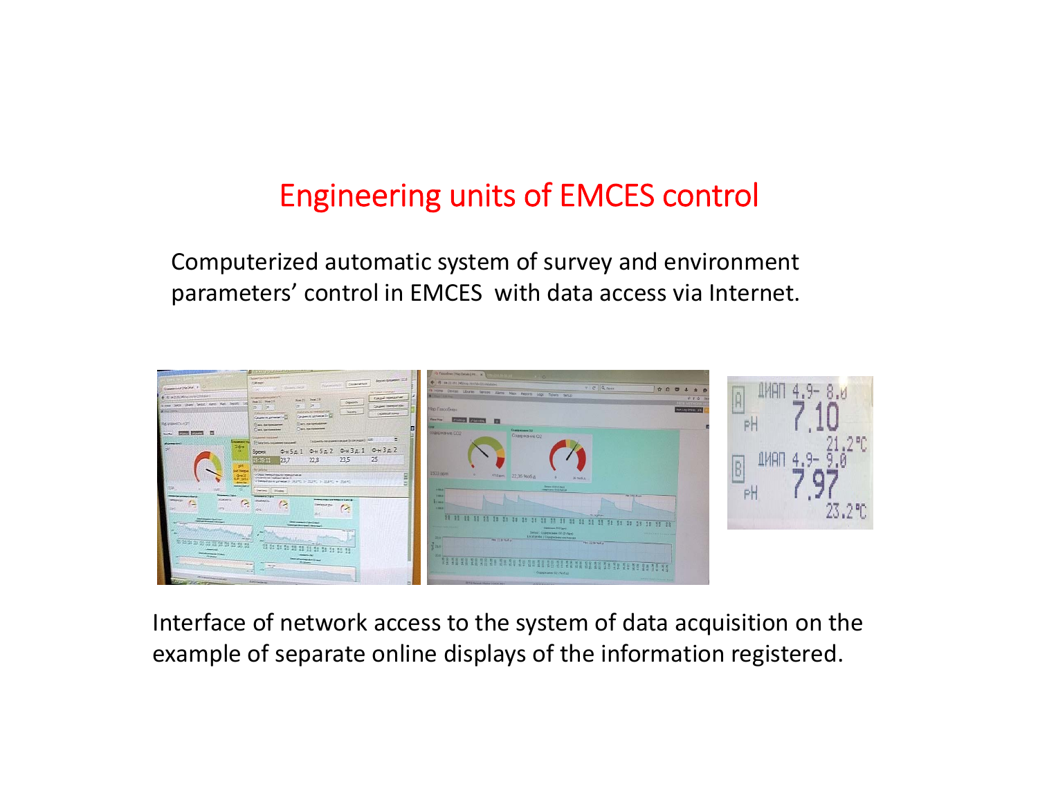# Engineering units of EMCES control

Computerized automatic system of survey and environment parameters' control in EMCES with data access via Internet.

Interface of network access to the system of data acquisition on the example of separate online displays of the information registered.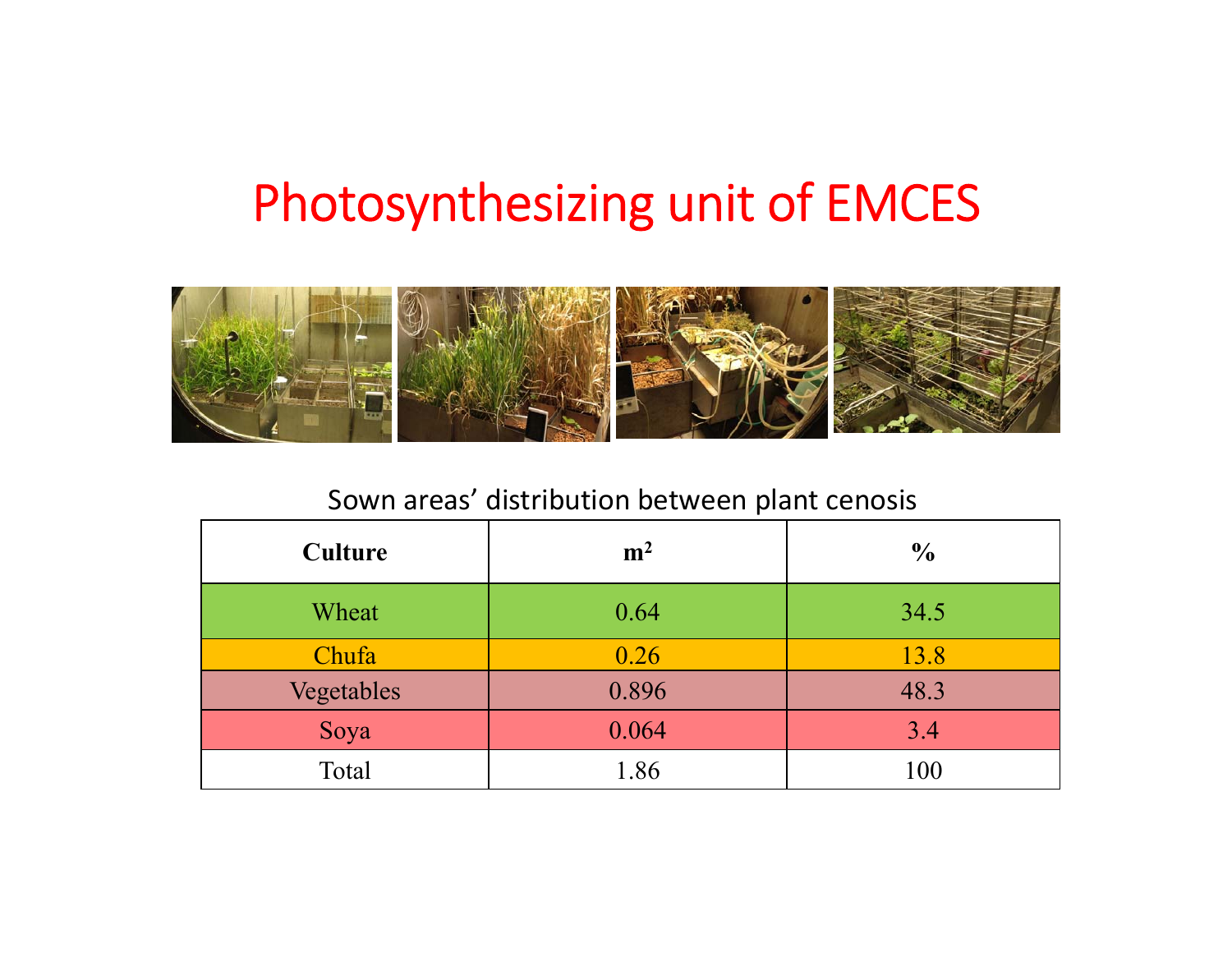# Photosynthesizing unit of EMCES

Sown areas' distribution between plant cenosis

| Culture | $m^2$ | % |
|---|---|---|
| Wheat | 0.64 | 34.5 |
| Chufa | 0.26 | 13.8 |
| Vegetables | 0.896 | 48.3 |
| Soya | 0.064 | 3.4 |
| Total | 1.86 | 100 |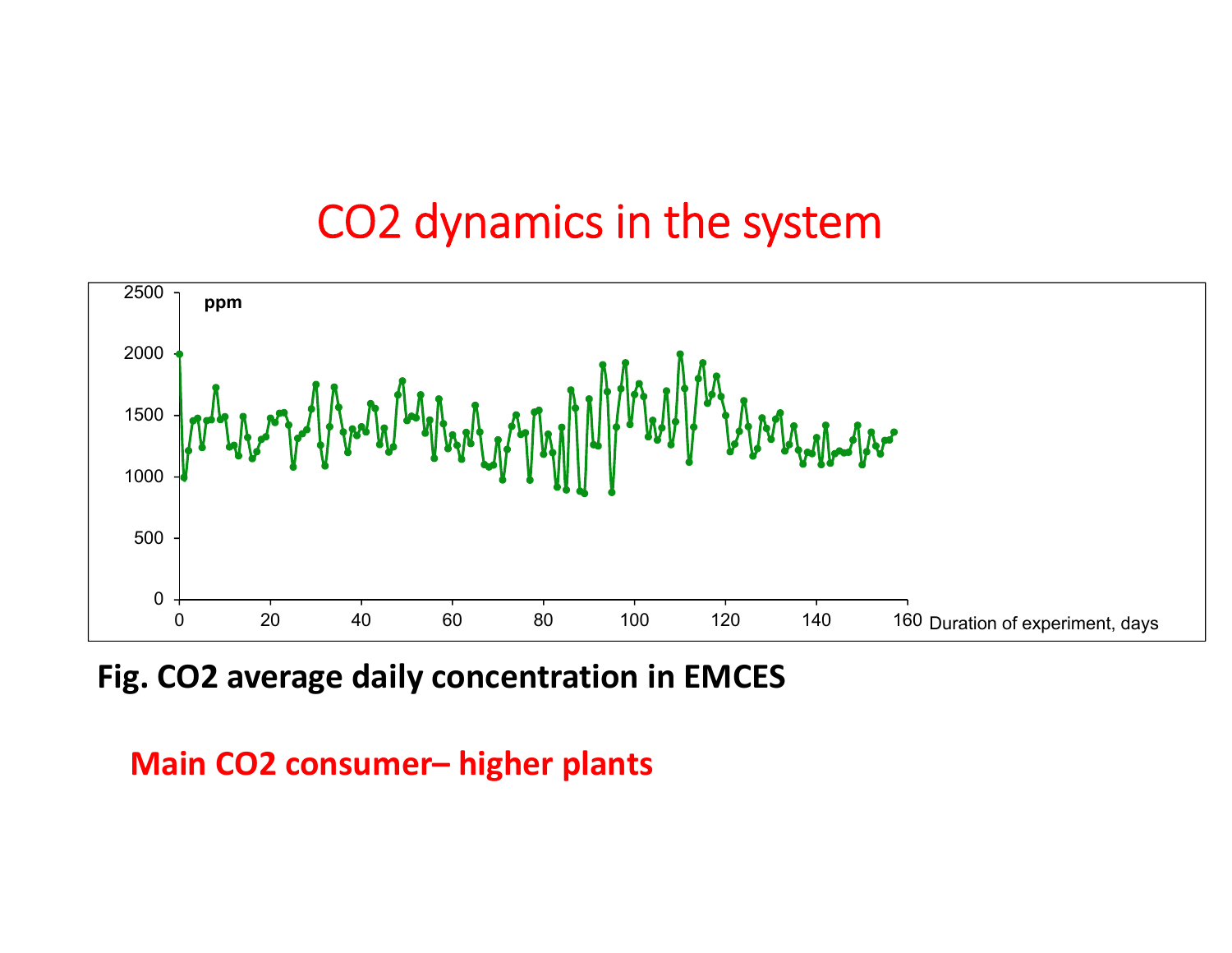# $CO_2$ dynamics in the system

**Fig. $CO_2$ average daily concentration in EMCES**

**Main $CO_2$ consumer– higher plants**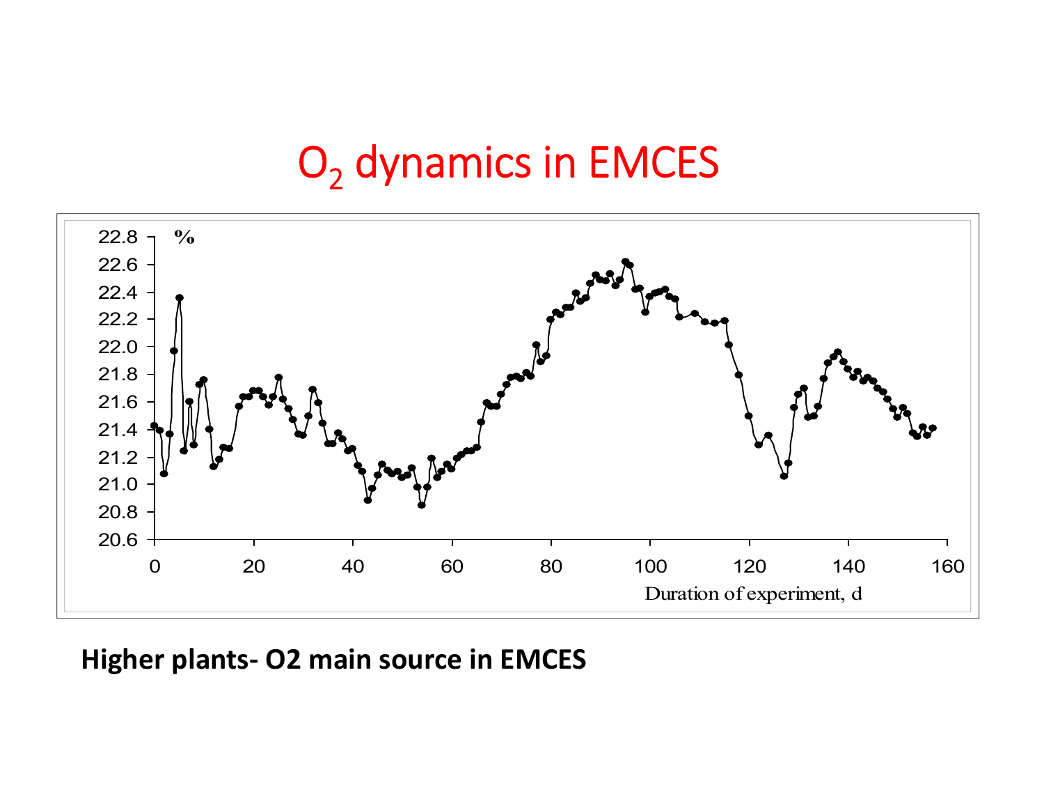# $O_2$ dynamics in EMCES

**Higher plants- O2 main source in EMCES**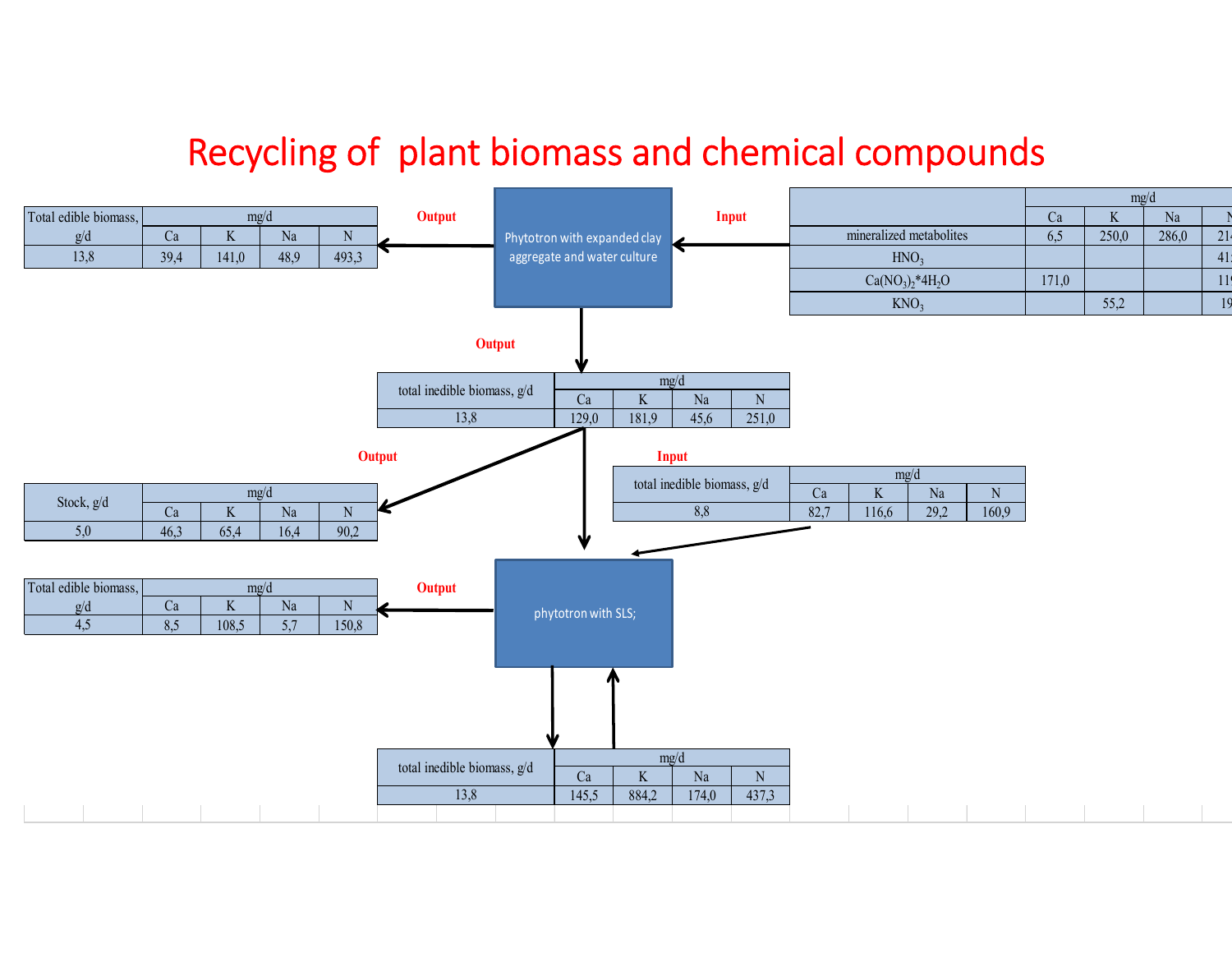# Recycling of plant biomass and chemical compounds

**Output** ← Phytotron with expanded clay aggregate and water culture ← **Input**

| Total edible biomass, g/d | mg/d | | | |
|---|---|---|---|---|
| | Ca | K | Na | N |
| 13,8 | 39,4 | 141,0 | 48,9 | 493,3 |

| | mg/d | | | |
|---|---|---|---|---|
| | Ca | K | Na | N |
| mineralized metabolites | 6,5 | 250,0 | 286,0 | 21 |
| $HNO_3$ | | | | 41 |
| $Ca(NO_3)_2 * 4H_2O$ | 171,0 | | | 11 |
| $KNO_3$ | | 55,2 | | 19 |

**Output**

| total inedible biomass, g/d | mg/d | | | |
|---|---|---|---|---|
| | Ca | K | Na | N |
| 13,8 | 129,0 | 181,9 | 45,6 | 251,0 |

**Output**

| Stock, g/d | mg/d | | | |
|---|---|---|---|---|
| | Ca | K | Na | N |
| 5,0 | 46,3 | 65,4 | 16,4 | 90,2 |

**Input**

| total inedible biomass, g/d | mg/d | | | |
|---|---|---|---|---|
| | Ca | K | Na | N |
| 8,8 | 82,7 | 116,6 | 29,2 | 160,9 |

**Output** ← phytotron with SLS;

| Total edible biomass, g/d | mg/d | | | |
|---|---|---|---|---|
| | Ca | K | Na | N |
| 4,5 | 8,5 | 108,5 | 5,7 | 150,8 |

| total inedible biomass, g/d | mg/d | | | |
|---|---|---|---|---|
| | Ca | K | Na | N |
| 13,8 | 145,5 | 884,2 | 174,0 | 437,3 |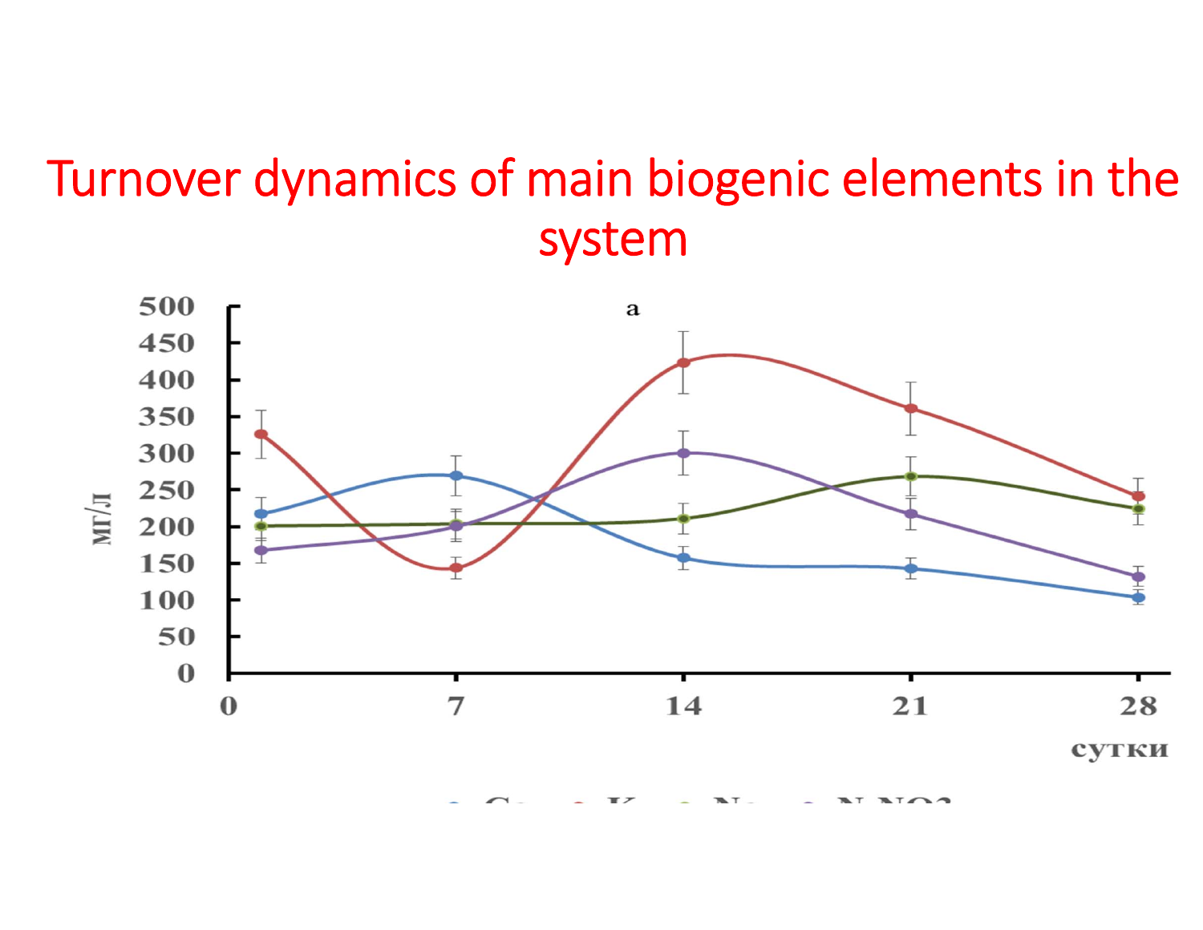# Turnover dynamics of main biogenic elements in the system

a

мг/л

500
450
400
350
300
250
200
150
100
50
0

0 7 14 21 28

сутки

Ca K Na N-NO3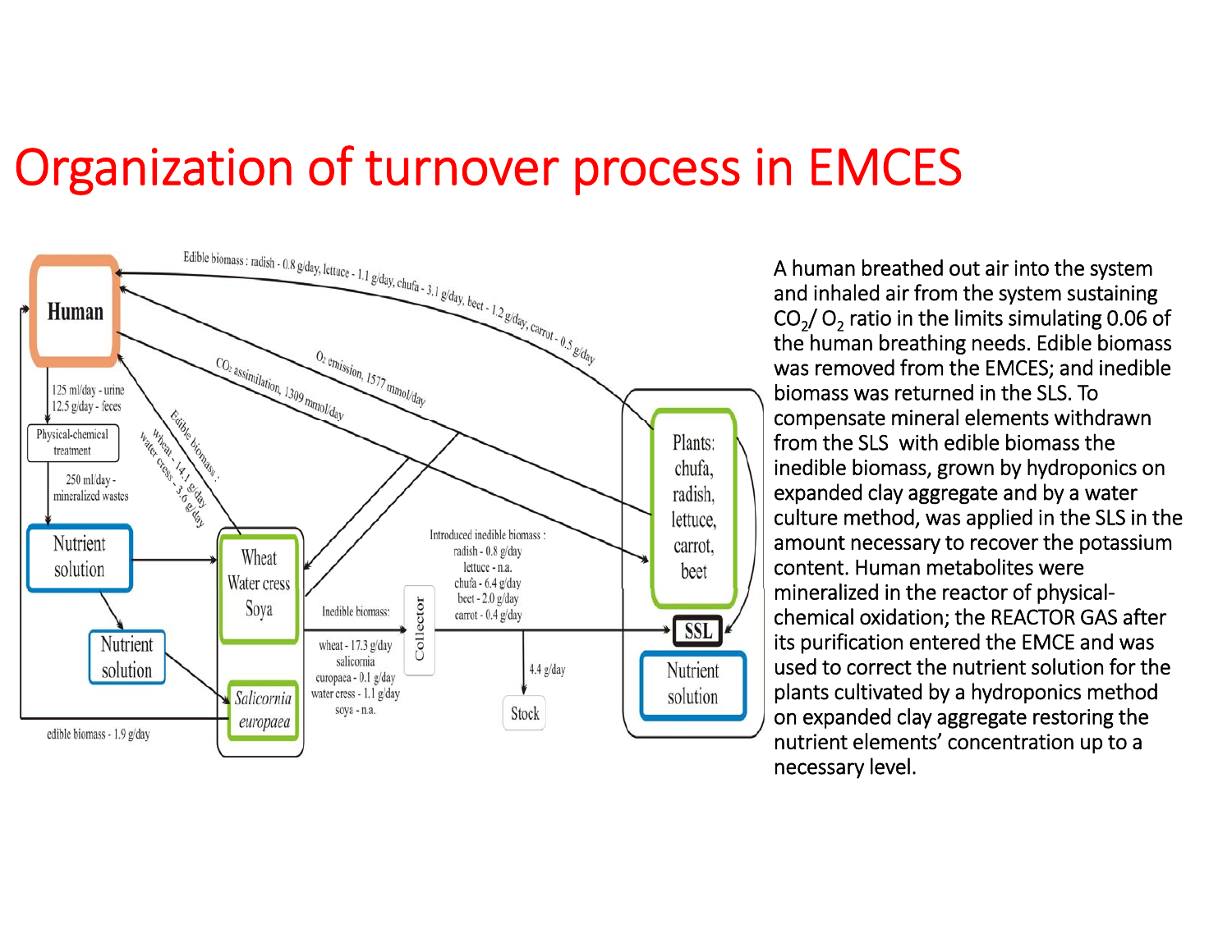# Organization of turnover process in EMCES

Edible biomass : radish - 0.8 g/day, lettuce - 1.1 g/day, chufa - 3.1 g/day, beet - 1.2 g/day, carrot - 0.5 g/day

O2 emission, 1577 mmol/day

CO2 assimilation, 1309 mmol/day

Human

125 ml/day - urine
12.5 g/day - feces

Physical-chemical treatment

250 ml/day - mineralized wastes

Nutrient solution

Nutrient solution

Edible biomass : wheat - 14.1 g/day water cress - 3.6 g/day

Wheat Water cress Soya

*Salicornia europaea*

edible biomass - 1.9 g/day

Inedible biomass: wheat - 17.3 g/day salicornia europaea - 0.1 g/day water cress - 1.1 g/day soya - n.a.

Collector

Introduced inedible biomass : radish - 0.8 g/day lettuce - n.a. chufa - 6.4 g/day beet - 2.0 g/day carrot - 0.4 g/day

4.4 g/day

Stock

Plants: chufa, radish, lettuce, carrot, beet

SSL

Nutrient solution

A human breathed out air into the system and inhaled air from the system sustaining $CO_2$/ $O_2$ ratio in the limits simulating 0.06 of the human breathing needs. Edible biomass was removed from the EMCES; and inedible biomass was returned in the SLS. To compensate mineral elements withdrawn from the SLS with edible biomass the inedible biomass, grown by hydroponics on expanded clay aggregate and by a water culture method, was applied in the SLS in the amount necessary to recover the potassium content. Human metabolites were mineralized in the reactor of physical-chemical oxidation; the REACTOR GAS after its purification entered the EMCE and was used to correct the nutrient solution for the plants cultivated by a hydroponics method on expanded clay aggregate restoring the nutrient elements' concentration up to a necessary level.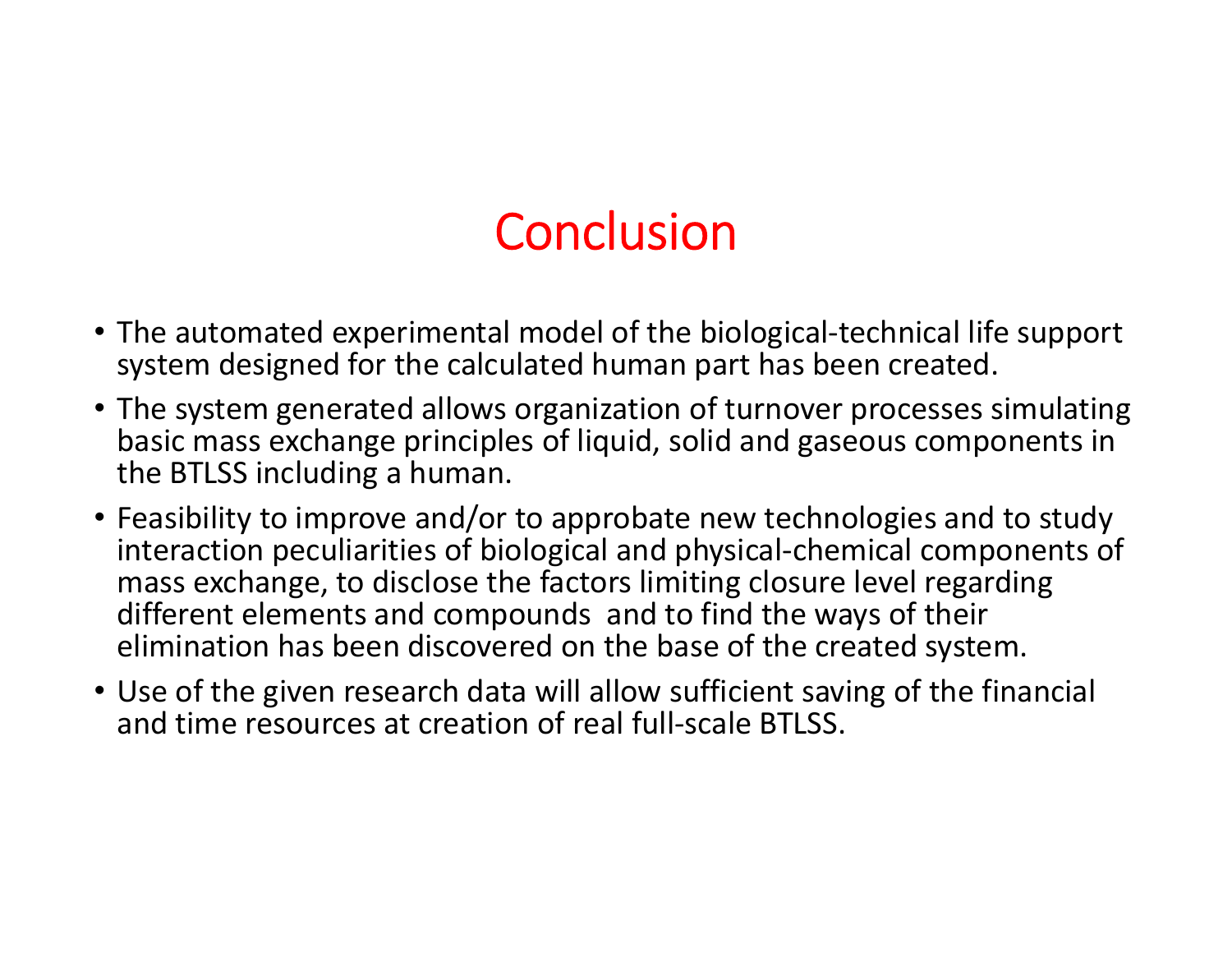# Conclusion

- The automated experimental model of the biological-technical life support system designed for the calculated human part has been created.
- The system generated allows organization of turnover processes simulating basic mass exchange principles of liquid, solid and gaseous components in the BTLSS including a human.
- Feasibility to improve and/or to approbate new technologies and to study interaction peculiarities of biological and physical-chemical components of mass exchange, to disclose the factors limiting closure level regarding different elements and compounds and to find the ways of their elimination has been discovered on the base of the created system.
- Use of the given research data will allow sufficient saving of the financial and time resources at creation of real full-scale BTLSS.